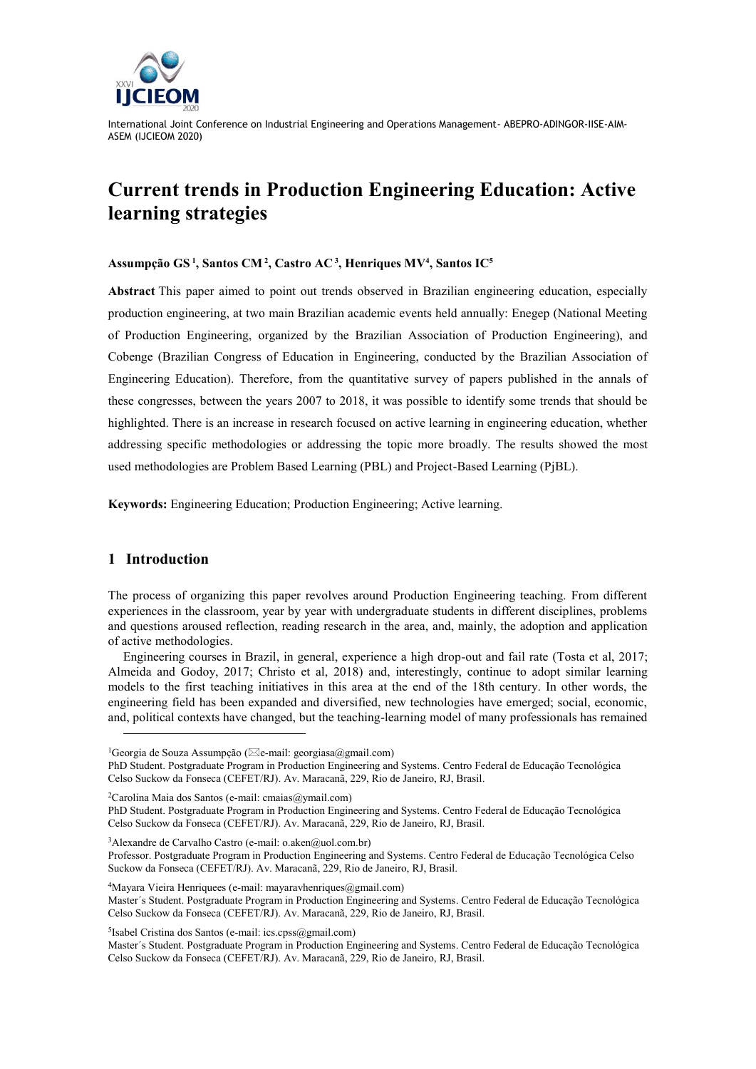# Current trends in Production Engineering Education: Active learning strategies

**Assumpção GS [1], Santos CM [2], Castro AC [3], Henriques MV[4], Santos IC[5]**

**Abstract** This paper aimed to point out trends observed in Brazilian engineering education, especially production engineering, at two main Brazilian academic events held annually: Enegep (National Meeting of Production Engineering, organized by the Brazilian Association of Production Engineering), and Cobenge (Brazilian Congress of Education in Engineering, conducted by the Brazilian Association of Engineering Education). Therefore, from the quantitative survey of papers published in the annals of these congresses, between the years 2007 to 2018, it was possible to identify some trends that should be highlighted. There is an increase in research focused on active learning in engineering education, whether addressing specific methodologies or addressing the topic more broadly. The results showed the most used methodologies are Problem Based Learning (PBL) and Project-Based Learning (PjBL).

**Keywords:** Engineering Education; Production Engineering; Active learning.

## 1 Introduction

The process of organizing this paper revolves around Production Engineering teaching. From different experiences in the classroom, year by year with undergraduate students in different disciplines, problems and questions aroused reflection, reading research in the area, and, mainly, the adoption and application of active methodologies.

Engineering courses in Brazil, in general, experience a high drop-out and fail rate (Tosta et al, 2017; Almeida and Godoy, 2017; Christo et al, 2018) and, interestingly, continue to adopt similar learning models to the first teaching initiatives in this area at the end of the 18th century. In other words, the engineering field has been expanded and diversified, new technologies have emerged; social, economic, and, political contexts have changed, but the teaching-learning model of many professionals has remained

---

[1]Georgia de Souza Assumpção (✉e-mail: georgiasa@gmail.com)
PhD Student. Postgraduate Program in Production Engineering and Systems. Centro Federal de Educação Tecnológica Celso Suckow da Fonseca (CEFET/RJ). Av. Maracanã, 229, Rio de Janeiro, RJ, Brasil.

[2]Carolina Maia dos Santos (e-mail: cmaias@ymail.com)
PhD Student. Postgraduate Program in Production Engineering and Systems. Centro Federal de Educação Tecnológica Celso Suckow da Fonseca (CEFET/RJ). Av. Maracanã, 229, Rio de Janeiro, RJ, Brasil.

[3]Alexandre de Carvalho Castro (e-mail: o.aken@uol.com.br)
Professor. Postgraduate Program in Production Engineering and Systems. Centro Federal de Educação Tecnológica Celso Suckow da Fonseca (CEFET/RJ). Av. Maracanã, 229, Rio de Janeiro, RJ, Brasil.

[4]Mayara Vieira Henriquees (e-mail: mayaravhenriques@gmail.com)
Master´s Student. Postgraduate Program in Production Engineering and Systems. Centro Federal de Educação Tecnológica Celso Suckow da Fonseca (CEFET/RJ). Av. Maracanã, 229, Rio de Janeiro, RJ, Brasil.

[5]Isabel Cristina dos Santos (e-mail: ics.cpss@gmail.com)
Master´s Student. Postgraduate Program in Production Engineering and Systems. Centro Federal de Educação Tecnológica Celso Suckow da Fonseca (CEFET/RJ). Av. Maracanã, 229, Rio de Janeiro, RJ, Brasil.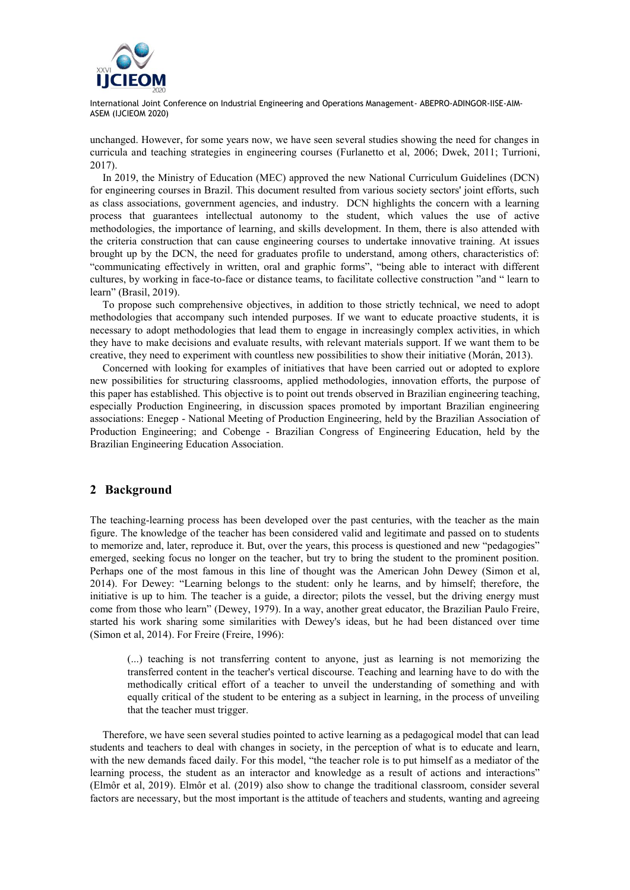unchanged. However, for some years now, we have seen several studies showing the need for changes in curricula and teaching strategies in engineering courses (Furlanetto et al, 2006; Dwek, 2011; Turrioni, 2017).

In 2019, the Ministry of Education (MEC) approved the new National Curriculum Guidelines (DCN) for engineering courses in Brazil. This document resulted from various society sectors' joint efforts, such as class associations, government agencies, and industry. DCN highlights the concern with a learning process that guarantees intellectual autonomy to the student, which values the use of active methodologies, the importance of learning, and skills development. In them, there is also attended with the criteria construction that can cause engineering courses to undertake innovative training. At issues brought up by the DCN, the need for graduates profile to understand, among others, characteristics of: "communicating effectively in written, oral and graphic forms", "being able to interact with different cultures, by working in face-to-face or distance teams, to facilitate collective construction "and " learn to learn" (Brasil, 2019).

To propose such comprehensive objectives, in addition to those strictly technical, we need to adopt methodologies that accompany such intended purposes. If we want to educate proactive students, it is necessary to adopt methodologies that lead them to engage in increasingly complex activities, in which they have to make decisions and evaluate results, with relevant materials support. If we want them to be creative, they need to experiment with countless new possibilities to show their initiative (Morán, 2013).

Concerned with looking for examples of initiatives that have been carried out or adopted to explore new possibilities for structuring classrooms, applied methodologies, innovation efforts, the purpose of this paper has established. This objective is to point out trends observed in Brazilian engineering teaching, especially Production Engineering, in discussion spaces promoted by important Brazilian engineering associations: Enegep - National Meeting of Production Engineering, held by the Brazilian Association of Production Engineering; and Cobenge - Brazilian Congress of Engineering Education, held by the Brazilian Engineering Education Association.

## 2 Background

The teaching-learning process has been developed over the past centuries, with the teacher as the main figure. The knowledge of the teacher has been considered valid and legitimate and passed on to students to memorize and, later, reproduce it. But, over the years, this process is questioned and new "pedagogies" emerged, seeking focus no longer on the teacher, but try to bring the student to the prominent position. Perhaps one of the most famous in this line of thought was the American John Dewey (Simon et al, 2014). For Dewey: "Learning belongs to the student: only he learns, and by himself; therefore, the initiative is up to him. The teacher is a guide, a director; pilots the vessel, but the driving energy must come from those who learn" (Dewey, 1979). In a way, another great educator, the Brazilian Paulo Freire, started his work sharing some similarities with Dewey's ideas, but he had been distanced over time (Simon et al, 2014). For Freire (Freire, 1996):

> (...) teaching is not transferring content to anyone, just as learning is not memorizing the transferred content in the teacher's vertical discourse. Teaching and learning have to do with the methodically critical effort of a teacher to unveil the understanding of something and with equally critical of the student to be entering as a subject in learning, in the process of unveiling that the teacher must trigger.

Therefore, we have seen several studies pointed to active learning as a pedagogical model that can lead students and teachers to deal with changes in society, in the perception of what is to educate and learn, with the new demands faced daily. For this model, "the teacher role is to put himself as a mediator of the learning process, the student as an interactor and knowledge as a result of actions and interactions" (Elmôr et al, 2019). Elmôr et al. (2019) also show to change the traditional classroom, consider several factors are necessary, but the most important is the attitude of teachers and students, wanting and agreeing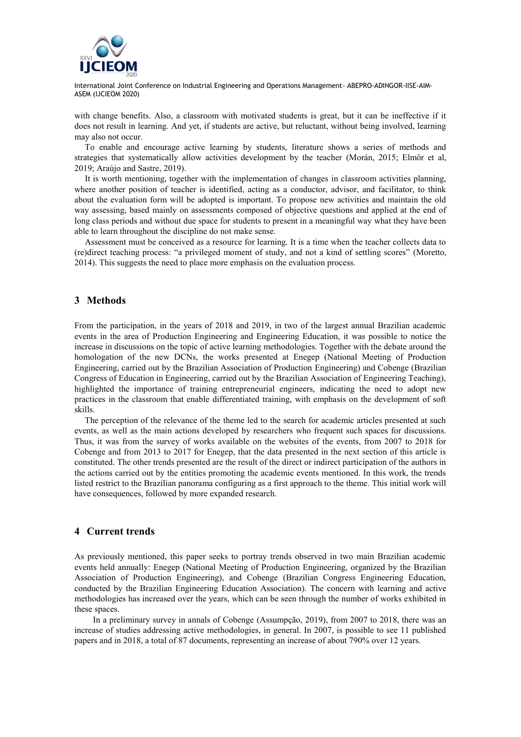with change benefits. Also, a classroom with motivated students is great, but it can be ineffective if it does not result in learning. And yet, if students are active, but reluctant, without being involved, learning may also not occur.

To enable and encourage active learning by students, literature shows a series of methods and strategies that systematically allow activities development by the teacher (Morán, 2015; Elmôr et al, 2019; Araújo and Sastre, 2019).

It is worth mentioning, together with the implementation of changes in classroom activities planning, where another position of teacher is identified, acting as a conductor, advisor, and facilitator, to think about the evaluation form will be adopted is important. To propose new activities and maintain the old way assessing, based mainly on assessments composed of objective questions and applied at the end of long class periods and without due space for students to present in a meaningful way what they have been able to learn throughout the discipline do not make sense.

Assessment must be conceived as a resource for learning. It is a time when the teacher collects data to (re)direct teaching process: "a privileged moment of study, and not a kind of settling scores" (Moretto, 2014). This suggests the need to place more emphasis on the evaluation process.

## 3 Methods

From the participation, in the years of 2018 and 2019, in two of the largest annual Brazilian academic events in the area of Production Engineering and Engineering Education, it was possible to notice the increase in discussions on the topic of active learning methodologies. Together with the debate around the homologation of the new DCNs, the works presented at Enegep (National Meeting of Production Engineering, carried out by the Brazilian Association of Production Engineering) and Cobenge (Brazilian Congress of Education in Engineering, carried out by the Brazilian Association of Engineering Teaching), highlighted the importance of training entrepreneurial engineers, indicating the need to adopt new practices in the classroom that enable differentiated training, with emphasis on the development of soft skills.

The perception of the relevance of the theme led to the search for academic articles presented at such events, as well as the main actions developed by researchers who frequent such spaces for discussions. Thus, it was from the survey of works available on the websites of the events, from 2007 to 2018 for Cobenge and from 2013 to 2017 for Enegep, that the data presented in the next section of this article is constituted. The other trends presented are the result of the direct or indirect participation of the authors in the actions carried out by the entities promoting the academic events mentioned. In this work, the trends listed restrict to the Brazilian panorama configuring as a first approach to the theme. This initial work will have consequences, followed by more expanded research.

## 4 Current trends

As previously mentioned, this paper seeks to portray trends observed in two main Brazilian academic events held annually: Enegep (National Meeting of Production Engineering, organized by the Brazilian Association of Production Engineering), and Cobenge (Brazilian Congress Engineering Education, conducted by the Brazilian Engineering Education Association). The concern with learning and active methodologies has increased over the years, which can be seen through the number of works exhibited in these spaces.

In a preliminary survey in annals of Cobenge (Assumpção, 2019), from 2007 to 2018, there was an increase of studies addressing active methodologies, in general. In 2007, is possible to see 11 published papers and in 2018, a total of 87 documents, representing an increase of about 790% over 12 years.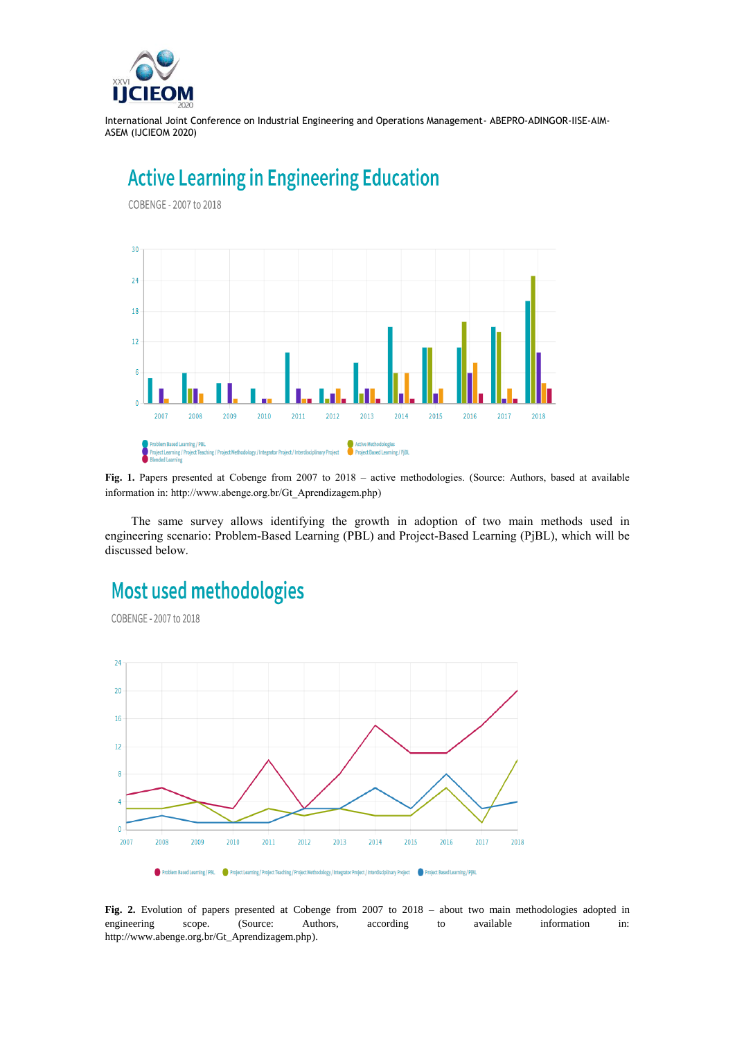**Fig. 1.** Papers presented at Cobenge from 2007 to 2018 – active methodologies. (Source: Authors, based at available information in: http://www.abenge.org.br/Gt_Aprendizagem.php)

The same survey allows identifying the growth in adoption of two main methods used in engineering scenario: Problem-Based Learning (PBL) and Project-Based Learning (PjBL), which will be discussed below.

**Fig. 2.** Evolution of papers presented at Cobenge from 2007 to 2018 – about two main methodologies adopted in engineering scope. (Source: Authors, according to available information in: http://www.abenge.org.br/Gt_Aprendizagem.php).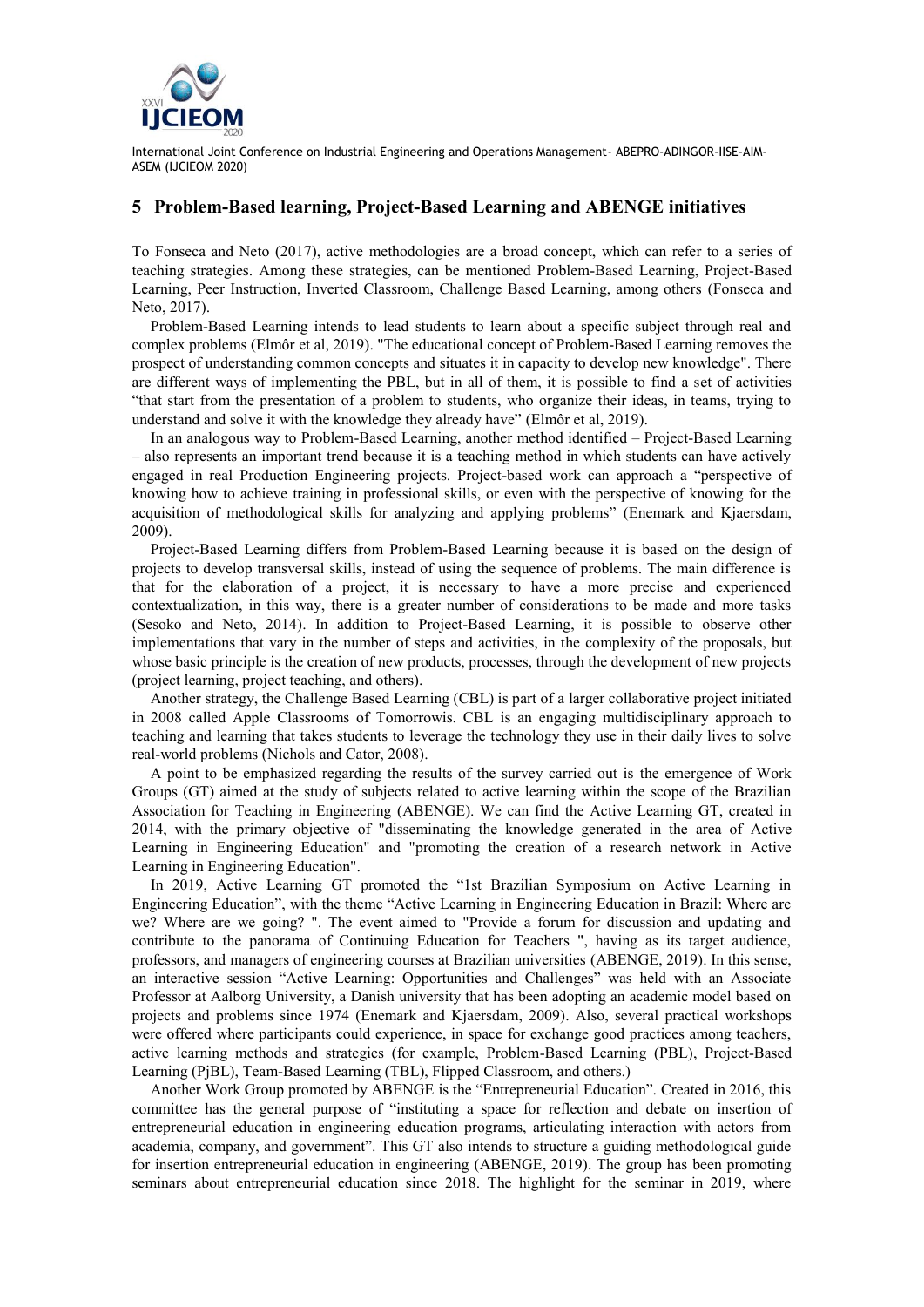## 5 Problem-Based learning, Project-Based Learning and ABENGE initiatives

To Fonseca and Neto (2017), active methodologies are a broad concept, which can refer to a series of teaching strategies. Among these strategies, can be mentioned Problem-Based Learning, Project-Based Learning, Peer Instruction, Inverted Classroom, Challenge Based Learning, among others (Fonseca and Neto, 2017).

Problem-Based Learning intends to lead students to learn about a specific subject through real and complex problems (Elmôr et al, 2019). "The educational concept of Problem-Based Learning removes the prospect of understanding common concepts and situates it in capacity to develop new knowledge". There are different ways of implementing the PBL, but in all of them, it is possible to find a set of activities "that start from the presentation of a problem to students, who organize their ideas, in teams, trying to understand and solve it with the knowledge they already have" (Elmôr et al, 2019).

In an analogous way to Problem-Based Learning, another method identified – Project-Based Learning – also represents an important trend because it is a teaching method in which students can have actively engaged in real Production Engineering projects. Project-based work can approach a "perspective of knowing how to achieve training in professional skills, or even with the perspective of knowing for the acquisition of methodological skills for analyzing and applying problems" (Enemark and Kjaersdam, 2009).

Project-Based Learning differs from Problem-Based Learning because it is based on the design of projects to develop transversal skills, instead of using the sequence of problems. The main difference is that for the elaboration of a project, it is necessary to have a more precise and experienced contextualization, in this way, there is a greater number of considerations to be made and more tasks (Sesoko and Neto, 2014). In addition to Project-Based Learning, it is possible to observe other implementations that vary in the number of steps and activities, in the complexity of the proposals, but whose basic principle is the creation of new products, processes, through the development of new projects (project learning, project teaching, and others).

Another strategy, the Challenge Based Learning (CBL) is part of a larger collaborative project initiated in 2008 called Apple Classrooms of Tomorrowis. CBL is an engaging multidisciplinary approach to teaching and learning that takes students to leverage the technology they use in their daily lives to solve real-world problems (Nichols and Cator, 2008).

A point to be emphasized regarding the results of the survey carried out is the emergence of Work Groups (GT) aimed at the study of subjects related to active learning within the scope of the Brazilian Association for Teaching in Engineering (ABENGE). We can find the Active Learning GT, created in 2014, with the primary objective of "disseminating the knowledge generated in the area of Active Learning in Engineering Education" and "promoting the creation of a research network in Active Learning in Engineering Education".

In 2019, Active Learning GT promoted the "1st Brazilian Symposium on Active Learning in Engineering Education", with the theme "Active Learning in Engineering Education in Brazil: Where are we? Where are we going? ". The event aimed to "Provide a forum for discussion and updating and contribute to the panorama of Continuing Education for Teachers ", having as its target audience, professors, and managers of engineering courses at Brazilian universities (ABENGE, 2019). In this sense, an interactive session "Active Learning: Opportunities and Challenges" was held with an Associate Professor at Aalborg University, a Danish university that has been adopting an academic model based on projects and problems since 1974 (Enemark and Kjaersdam, 2009). Also, several practical workshops were offered where participants could experience, in space for exchange good practices among teachers, active learning methods and strategies (for example, Problem-Based Learning (PBL), Project-Based Learning (PjBL), Team-Based Learning (TBL), Flipped Classroom, and others.)

Another Work Group promoted by ABENGE is the "Entrepreneurial Education". Created in 2016, this committee has the general purpose of "instituting a space for reflection and debate on insertion of entrepreneurial education in engineering education programs, articulating interaction with actors from academia, company, and government". This GT also intends to structure a guiding methodological guide for insertion entrepreneurial education in engineering (ABENGE, 2019). The group has been promoting seminars about entrepreneurial education since 2018. The highlight for the seminar in 2019, where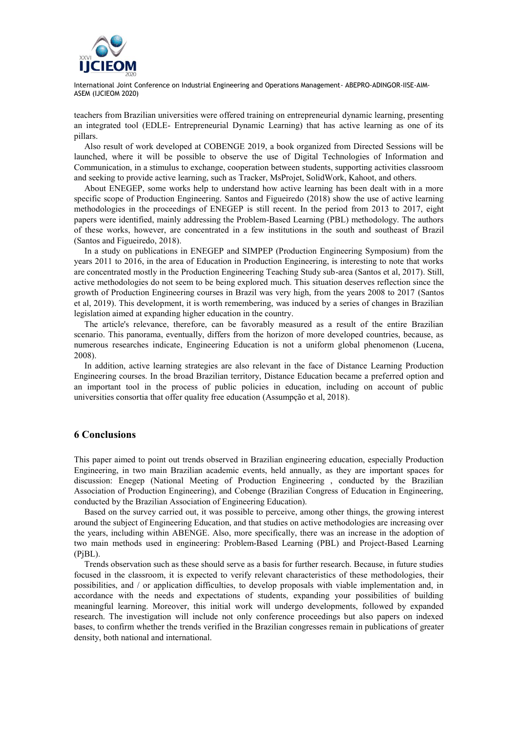teachers from Brazilian universities were offered training on entrepreneurial dynamic learning, presenting an integrated tool (EDLE- Entrepreneurial Dynamic Learning) that has active learning as one of its pillars.

Also result of work developed at COBENGE 2019, a book organized from Directed Sessions will be launched, where it will be possible to observe the use of Digital Technologies of Information and Communication, in a stimulus to exchange, cooperation between students, supporting activities classroom and seeking to provide active learning, such as Tracker, MsProjet, SolidWork, Kahoot, and others.

About ENEGEP, some works help to understand how active learning has been dealt with in a more specific scope of Production Engineering. Santos and Figueiredo (2018) show the use of active learning methodologies in the proceedings of ENEGEP is still recent. In the period from 2013 to 2017, eight papers were identified, mainly addressing the Problem-Based Learning (PBL) methodology. The authors of these works, however, are concentrated in a few institutions in the south and southeast of Brazil (Santos and Figueiredo, 2018).

In a study on publications in ENEGEP and SIMPEP (Production Engineering Symposium) from the years 2011 to 2016, in the area of Education in Production Engineering, is interesting to note that works are concentrated mostly in the Production Engineering Teaching Study sub-area (Santos et al, 2017). Still, active methodologies do not seem to be being explored much. This situation deserves reflection since the growth of Production Engineering courses in Brazil was very high, from the years 2008 to 2017 (Santos et al, 2019). This development, it is worth remembering, was induced by a series of changes in Brazilian legislation aimed at expanding higher education in the country.

The article's relevance, therefore, can be favorably measured as a result of the entire Brazilian scenario. This panorama, eventually, differs from the horizon of more developed countries, because, as numerous researches indicate, Engineering Education is not a uniform global phenomenon (Lucena, 2008).

In addition, active learning strategies are also relevant in the face of Distance Learning Production Engineering courses. In the broad Brazilian territory, Distance Education became a preferred option and an important tool in the process of public policies in education, including on account of public universities consortia that offer quality free education (Assumpção et al, 2018).

## 6 Conclusions

This paper aimed to point out trends observed in Brazilian engineering education, especially Production Engineering, in two main Brazilian academic events, held annually, as they are important spaces for discussion: Enegep (National Meeting of Production Engineering , conducted by the Brazilian Association of Production Engineering), and Cobenge (Brazilian Congress of Education in Engineering, conducted by the Brazilian Association of Engineering Education).

Based on the survey carried out, it was possible to perceive, among other things, the growing interest around the subject of Engineering Education, and that studies on active methodologies are increasing over the years, including within ABENGE. Also, more specifically, there was an increase in the adoption of two main methods used in engineering: Problem-Based Learning (PBL) and Project-Based Learning (PjBL).

Trends observation such as these should serve as a basis for further research. Because, in future studies focused in the classroom, it is expected to verify relevant characteristics of these methodologies, their possibilities, and / or application difficulties, to develop proposals with viable implementation and, in accordance with the needs and expectations of students, expanding your possibilities of building meaningful learning. Moreover, this initial work will undergo developments, followed by expanded research. The investigation will include not only conference proceedings but also papers on indexed bases, to confirm whether the trends verified in the Brazilian congresses remain in publications of greater density, both national and international.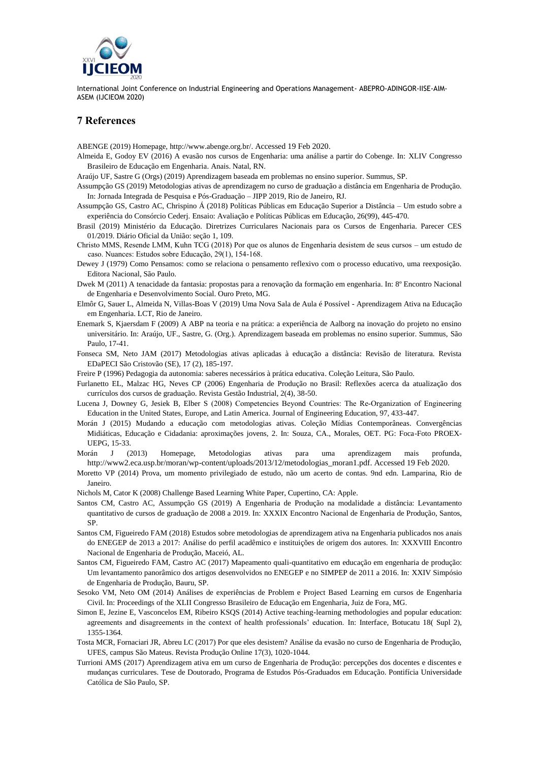## 7 References

ABENGE (2019) Homepage, http://www.abenge.org.br/. Accessed 19 Feb 2020.

Almeida E, Godoy EV (2016) A evasão nos cursos de Engenharia: uma análise a partir do Cobenge. In: XLIV Congresso Brasileiro de Educação em Engenharia. Anais. Natal, RN.

Araújo UF, Sastre G (Orgs) (2019) Aprendizagem baseada em problemas no ensino superior. Summus, SP.

Assumpção GS (2019) Metodologias ativas de aprendizagem no curso de graduação a distância em Engenharia de Produção. In: Jornada Integrada de Pesquisa e Pós-Graduação – JIPP 2019, Rio de Janeiro, RJ.

Assumpção GS, Castro AC, Chrispino Á (2018) Políticas Públicas em Educação Superior a Distância – Um estudo sobre a experiência do Consórcio Cederj. Ensaio: Avaliação e Políticas Públicas em Educação, 26(99), 445-470.

Brasil (2019) Ministério da Educação. Diretrizes Curriculares Nacionais para os Cursos de Engenharia. Parecer CES 01/2019. Diário Oficial da União: seção 1, 109.

Christo MMS, Resende LMM, Kuhn TCG (2018) Por que os alunos de Engenharia desistem de seus cursos – um estudo de caso. Nuances: Estudos sobre Educação, 29(1), 154-168.

Dewey J (1979) Como Pensamos: como se relaciona o pensamento reflexivo com o processo educativo, uma reexposição. Editora Nacional, São Paulo.

Dwek M (2011) A tenacidade da fantasia: propostas para a renovação da formação em engenharia. In: 8º Encontro Nacional de Engenharia e Desenvolvimento Social. Ouro Preto, MG.

Elmôr G, Sauer L, Almeida N, Villas-Boas V (2019) Uma Nova Sala de Aula é Possível - Aprendizagem Ativa na Educação em Engenharia. LCT, Rio de Janeiro.

Enemark S, Kjaersdam F (2009) A ABP na teoria e na prática: a experiência de Aalborg na inovação do projeto no ensino universitário. In: Araújo, UF., Sastre, G. (Org.). Aprendizagem baseada em problemas no ensino superior. Summus, São Paulo, 17-41.

Fonseca SM, Neto JAM (2017) Metodologias ativas aplicadas à educação a distância: Revisão de literatura. Revista EDaPECI São Cristovão (SE), 17 (2), 185-197.

Freire P (1996) Pedagogia da autonomia: saberes necessários à prática educativa. Coleção Leitura, São Paulo.

Furlanetto EL, Malzac HG, Neves CP (2006) Engenharia de Produção no Brasil: Reflexões acerca da atualização dos currículos dos cursos de graduação. Revista Gestão Industrial, 2(4), 38-50.

Lucena J, Downey G, Jesiek B, Elber S (2008) Competencies Beyond Countries: The Re-Organization of Engineering Education in the United States, Europe, and Latin America. Journal of Engineering Education, 97, 433-447.

Morán J (2015) Mudando a educação com metodologias ativas. Coleção Mídias Contemporâneas. Convergências Midiáticas, Educação e Cidadania: aproximações jovens, 2. In: Souza, CA., Morales, OET. PG: Foca-Foto PROEX-UEPG, 15-33.

Morán J (2013) Homepage, Metodologias ativas para uma aprendizagem mais profunda, http://www2.eca.usp.br/moran/wp-content/uploads/2013/12/metodologias_moran1.pdf. Accessed 19 Feb 2020.

Moretto VP (2014) Prova, um momento privilegiado de estudo, não um acerto de contas. 9nd edn. Lamparina, Rio de Janeiro.

Nichols M, Cator K (2008) Challenge Based Learning White Paper, Cupertino, CA: Apple.

Santos CM, Castro AC, Assumpção GS (2019) A Engenharia de Produção na modalidade a distância: Levantamento quantitativo de cursos de graduação de 2008 a 2019. In: XXXIX Encontro Nacional de Engenharia de Produção, Santos, SP.

Santos CM, Figueiredo FAM (2018) Estudos sobre metodologias de aprendizagem ativa na Engenharia publicados nos anais do ENEGEP de 2013 a 2017: Análise do perfil acadêmico e instituições de origem dos autores. In: XXXVIII Encontro Nacional de Engenharia de Produção, Maceió, AL.

Santos CM, Figueiredo FAM, Castro AC (2017) Mapeamento quali-quantitativo em educação em engenharia de produção: Um levantamento panorâmico dos artigos desenvolvidos no ENEGEP e no SIMPEP de 2011 a 2016. In: XXIV Simpósio de Engenharia de Produção, Bauru, SP.

Sesoko VM, Neto OM (2014) Análises de experiências de Problem e Project Based Learning em cursos de Engenharia Civil. In: Proceedings of the XLII Congresso Brasileiro de Educação em Engenharia, Juiz de Fora, MG.

Simon E, Jezine E, Vasconcelos EM, Ribeiro KSQS (2014) Active teaching-learning methodologies and popular education: agreements and disagreements in the context of health professionals' education. In: Interface, Botucatu 18( Supl 2), 1355-1364.

Tosta MCR, Fornaciari JR, Abreu LC (2017) Por que eles desistem? Análise da evasão no curso de Engenharia de Produção, UFES, campus São Mateus. Revista Produção Online 17(3), 1020-1044.

Turrioni AMS (2017) Aprendizagem ativa em um curso de Engenharia de Produção: percepções dos docentes e discentes e mudanças curriculares. Tese de Doutorado, Programa de Estudos Pós-Graduados em Educação. Pontifícia Universidade Católica de São Paulo, SP.